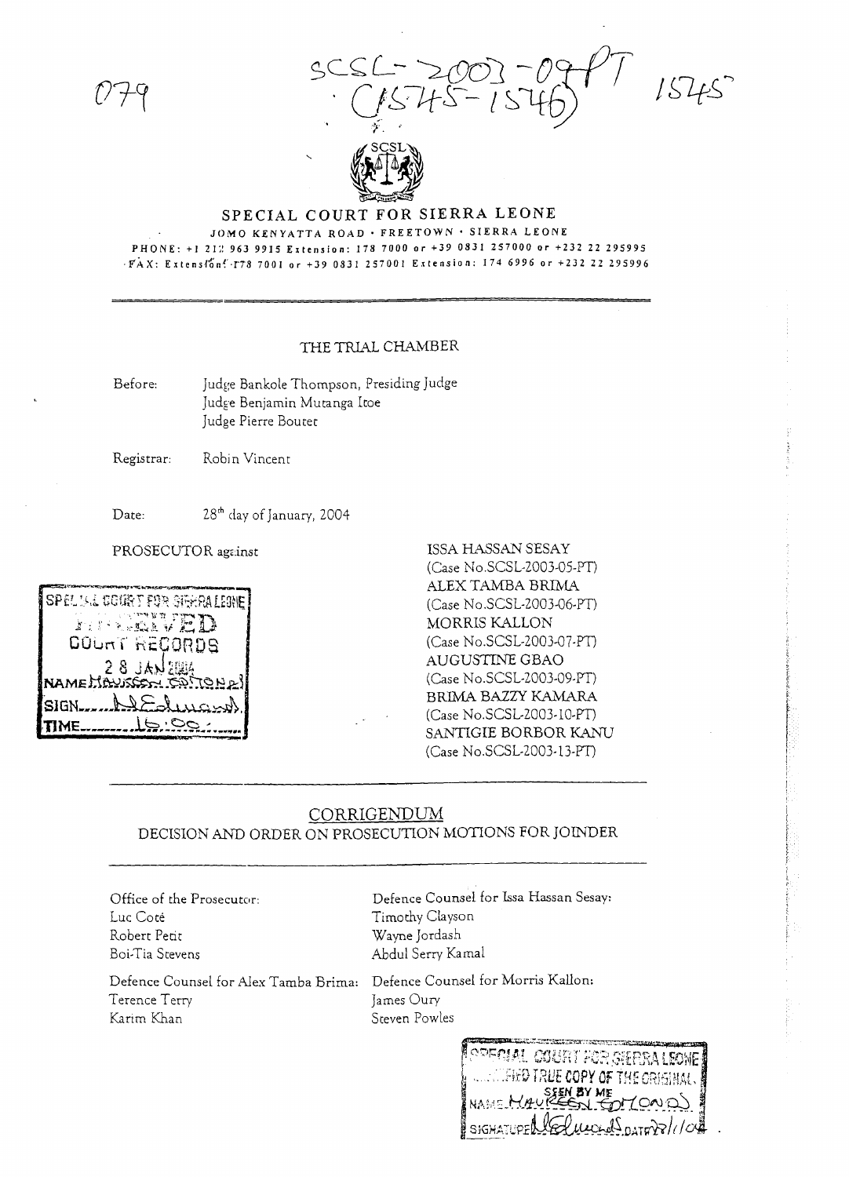079

SCSL-2003-09-PT
(1545-1546) 1545

# SPECIAL COURT FOR SIERRA LEONE

JOMO KENYATTA ROAD · FREETOWN · SIERRA LEONE

PHONE: +1 212 963 9915 Extension: 178 7000 or +39 0831 257000 or +232 22 295995

FAX: Extension: 178 7001 or +39 0831 257001 Extension: 174 6996 or +232 22 295996

## THE TRIAL CHAMBER

Before: Judge Bankole Thompson, Presiding Judge
Judge Benjamin Mutanga Itoe
Judge Pierre Boutet

Registrar: Robin Vincent

Date: 28th day of January, 2004

PROSECUTOR against

ISSA HASSAN SESAY
(Case No.SCSL-2003-05-PT)
ALEX TAMBA BRIMA
(Case No.SCSL-2003-06-PT)
MORRIS KALLON
(Case No.SCSL-2003-07-PT)
AUGUSTINE GBAO
(Case No.SCSL-2003-09-PT)
BRIMA BAZZY KAMARA
(Case No.SCSL-2003-10-PT)
SANTIGIE BORBOR KANU
(Case No.SCSL-2003-13-PT)

SPECIAL COURT FOR SIERRA LEONE
RECEIVED
COURT RECORDS
28 JAN 2004
NAME MAUREEN EDMONDS
SIGN M Edmonds
TIME 16:00

## CORRIGENDUM

DECISION AND ORDER ON PROSECUTION MOTIONS FOR JOINDER

Office of the Prosecutor:
Luc Coté
Robert Petit
Boi-Tia Stevens

Defence Counsel for Issa Hassan Sesay:
Timothy Clayson
Wayne Jordash
Abdul Serry Kamal

Defence Counsel for Alex Tamba Brima:
Terence Terry
Karim Khan

Defence Counsel for Morris Kallon:
James Oury
Steven Powles

SPECIAL COURT FOR SIERRA LEONE
CERTIFIED TRUE COPY OF THE ORIGINAL
SEEN BY ME
NAME MAUREEN EDMONDS
SIGNATURE M Edmonds DATE 28/1/04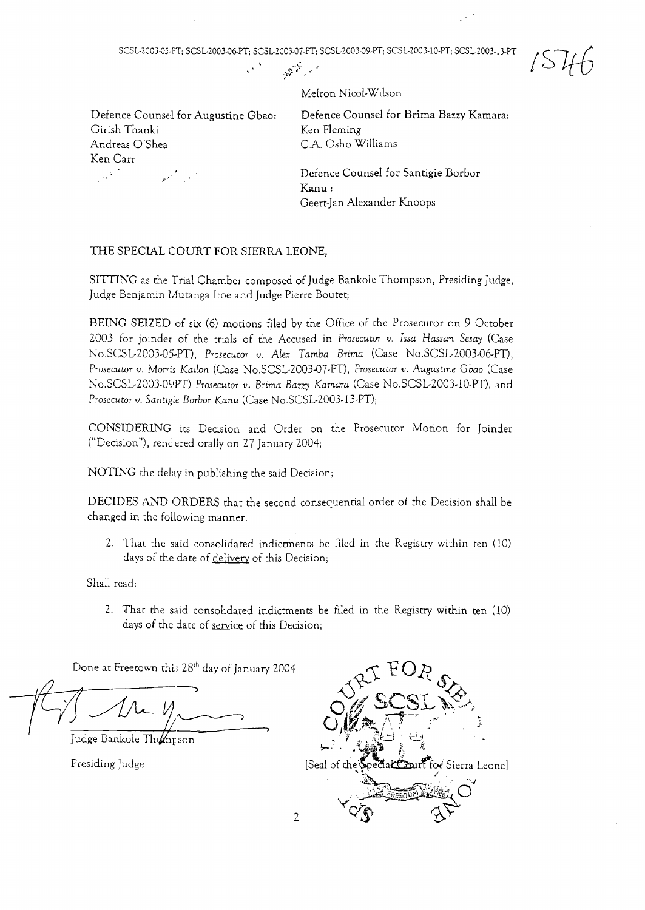Melron Nicol-Wilson

Defence Counsel for Augustine Gbao:
Girish Thanki
Andreas O'Shea
Ken Carr

Defence Counsel for Brima Bazzy Kamara:
Ken Fleming
C.A. Osho Williams

Defence Counsel for Santigie Borbor Kanu:
Geert-Jan Alexander Knoops

THE SPECIAL COURT FOR SIERRA LEONE,

SITTING as the Trial Chamber composed of Judge Bankole Thompson, Presiding Judge, Judge Benjamin Mutanga Itoe and Judge Pierre Boutet;

BEING SEIZED of six (6) motions filed by the Office of the Prosecutor on 9 October 2003 for joinder of the trials of the Accused in *Prosecutor v. Issa Hassan Sesay* (Case No.SCSL-2003-05-PT), *Prosecutor v. Alex Tamba Brima* (Case No.SCSL-2003-06-PT), *Prosecutor v. Morris Kallon* (Case No.SCSL-2003-07-PT), *Prosecutor v. Augustine Gbao* (Case No.SCSL-2003-09-PT) *Prosecutor v. Brima Bazzy Kamara* (Case No.SCSL-2003-10-PT), and *Prosecutor v. Santigie Borbor Kanu* (Case No.SCSL-2003-13-PT);

CONSIDERING its Decision and Order on the Prosecutor Motion for Joinder ("Decision"), rendered orally on 27 January 2004;

NOTING the delay in publishing the said Decision;

DECIDES AND ORDERS that the second consequential order of the Decision shall be changed in the following manner:

2. That the said consolidated indictments be filed in the Registry within ten (10) days of the date of delivery of this Decision;

Shall read:

2. That the said consolidated indictments be filed in the Registry within ten (10) days of the date of service of this Decision;

Done at Freetown this 28th day of January 2004

Judge Bankole Thompson

Presiding Judge

[Seal of the Special Court for Sierra Leone]